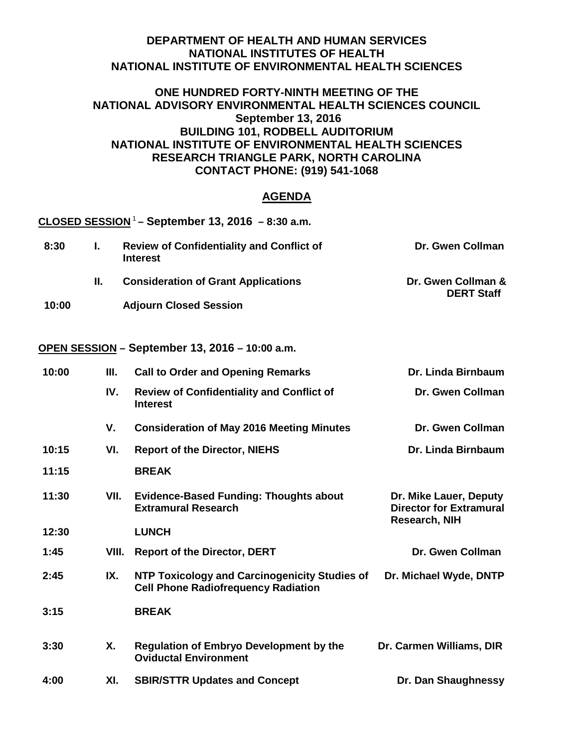**DEPARTMENT OF HEALTH AND HUMAN SERVICES**
**NATIONAL INSTITUTES OF HEALTH**
**NATIONAL INSTITUTE OF ENVIRONMENTAL HEALTH SCIENCES**

**ONE HUNDRED FORTY-NINTH MEETING OF THE**
**NATIONAL ADVISORY ENVIRONMENTAL HEALTH SCIENCES COUNCIL**
**September 13, 2016**
**BUILDING 101, RODBELL AUDITORIUM**
**NATIONAL INSTITUTE OF ENVIRONMENTAL HEALTH SCIENCES**
**RESEARCH TRIANGLE PARK, NORTH CAROLINA**
**CONTACT PHONE: (919) 541-1068**

## AGENDA

**CLOSED SESSION[1] – September 13, 2016 – 8:30 a.m.**

| Time | No. | Item | Presenter |
|---|---|---|---|
| 8:30 | I. | Review of Confidentiality and Conflict of Interest | Dr. Gwen Collman |
| | II. | Consideration of Grant Applications | Dr. Gwen Collman & DERT Staff |
| 10:00 | | Adjourn Closed Session | |

**OPEN SESSION – September 13, 2016 – 10:00 a.m.**

| Time | No. | Item | Presenter |
|---|---|---|---|
| 10:00 | III. | Call to Order and Opening Remarks | Dr. Linda Birnbaum |
| | IV. | Review of Confidentiality and Conflict of Interest | Dr. Gwen Collman |
| | V. | Consideration of May 2016 Meeting Minutes | Dr. Gwen Collman |
| 10:15 | VI. | Report of the Director, NIEHS | Dr. Linda Birnbaum |
| 11:15 | | BREAK | |
| 11:30 | VII. | Evidence-Based Funding: Thoughts about Extramural Research | Dr. Mike Lauer, Deputy Director for Extramural Research, NIH |
| 12:30 | | LUNCH | |
| 1:45 | VIII. | Report of the Director, DERT | Dr. Gwen Collman |
| 2:45 | IX. | NTP Toxicology and Carcinogenicity Studies of Cell Phone Radiofrequency Radiation | Dr. Michael Wyde, DNTP |
| 3:15 | | BREAK | |
| 3:30 | X. | Regulation of Embryo Development by the Oviductal Environment | Dr. Carmen Williams, DIR |
| 4:00 | XI. | SBIR/STTR Updates and Concept | Dr. Dan Shaughnessy |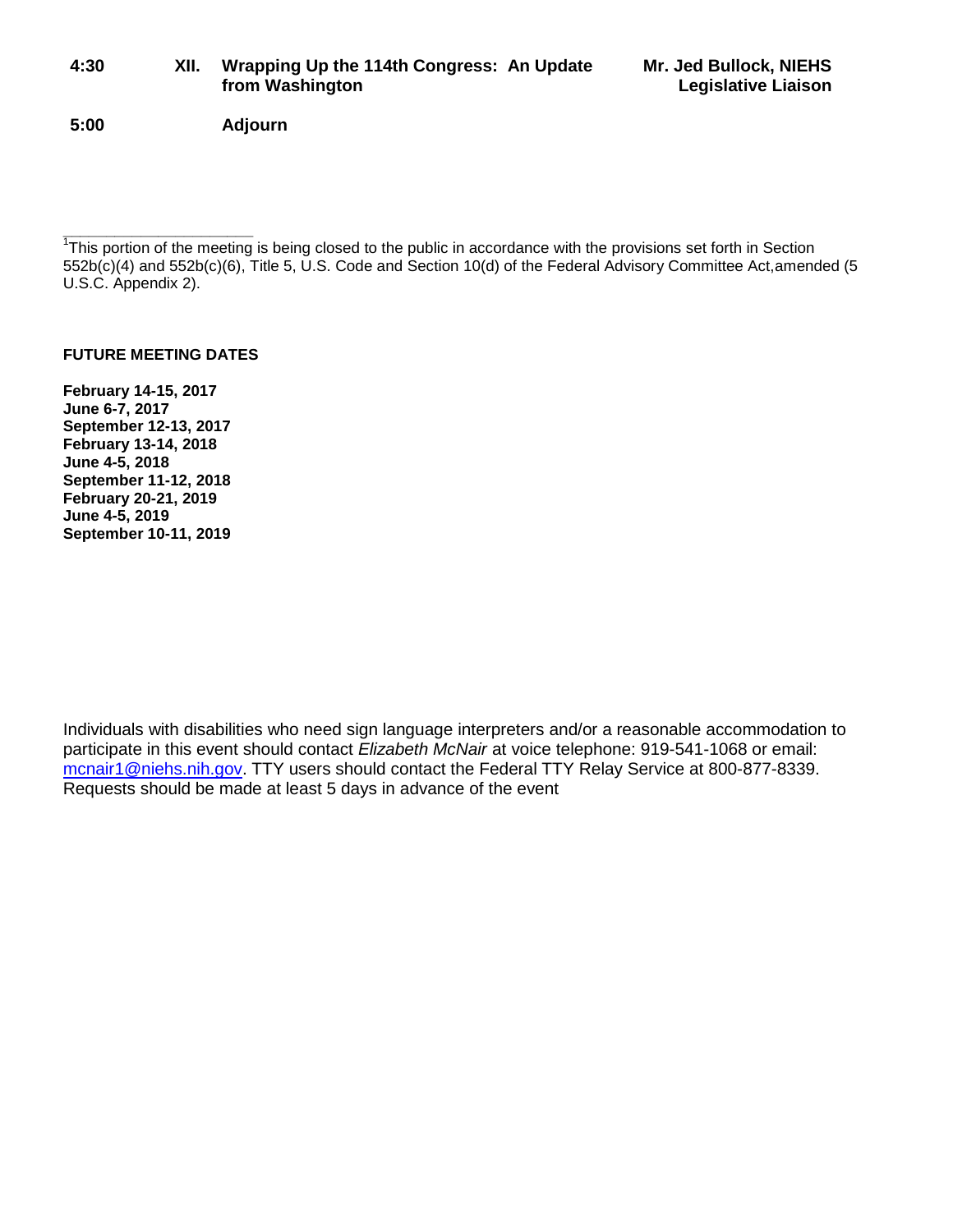| | | | |
|---|---|---|---|
| **4:30** | **XII.** | **Wrapping Up the 114th Congress: An Update from Washington** | **Mr. Jed Bullock, NIEHS Legislative Liaison** |
| **5:00** | | **Adjourn** | |

[1]This portion of the meeting is being closed to the public in accordance with the provisions set forth in Section 552b(c)(4) and 552b(c)(6), Title 5, U.S. Code and Section 10(d) of the Federal Advisory Committee Act,amended (5 U.S.C. Appendix 2).

**FUTURE MEETING DATES**

**February 14-15, 2017**
**June 6-7, 2017**
**September 12-13, 2017**
**February 13-14, 2018**
**June 4-5, 2018**
**September 11-12, 2018**
**February 20-21, 2019**
**June 4-5, 2019**
**September 10-11, 2019**

Individuals with disabilities who need sign language interpreters and/or a reasonable accommodation to participate in this event should contact *Elizabeth McNair* at voice telephone: 919-541-1068 or email: mcnair1@niehs.nih.gov. TTY users should contact the Federal TTY Relay Service at 800-877-8339. Requests should be made at least 5 days in advance of the event